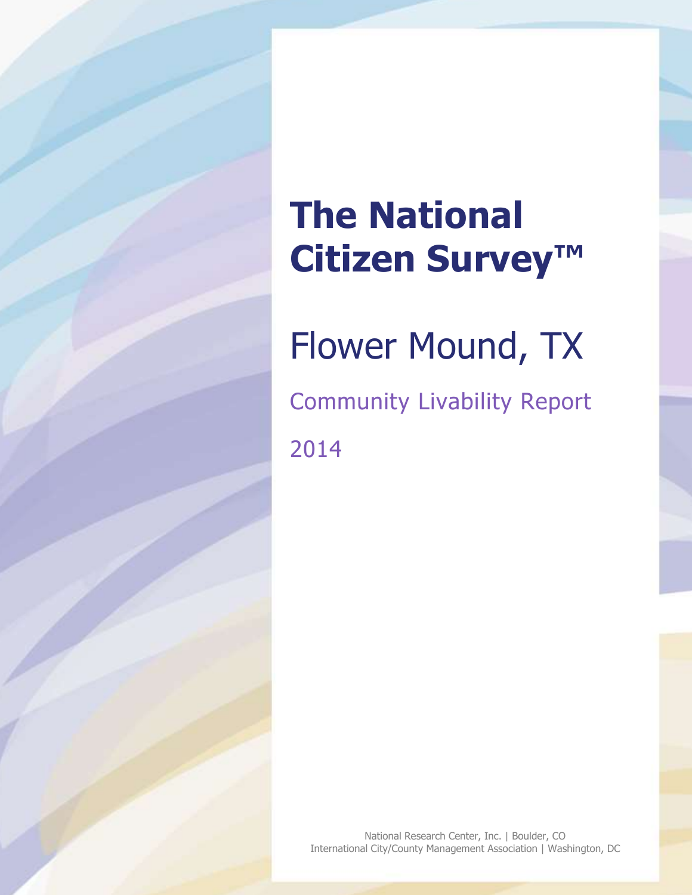# The National Citizen Survey™

## Flower Mound, TX

### Community Livability Report

2014

National Research Center, Inc. | Boulder, CO
International City/County Management Association | Washington, DC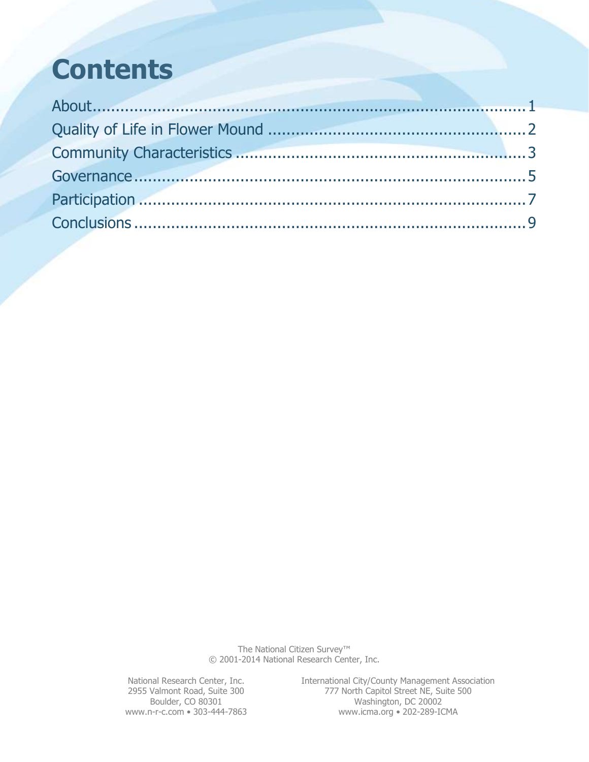# Contents

About....................................................................................1
Quality of Life in Flower Mound .......................................................2
Community Characteristics ............................................................3
Governance...........................................................................5
Participation .........................................................................7
Conclusions ..........................................................................9

The National Citizen Survey™
© 2001-2014 National Research Center, Inc.

National Research Center, Inc.
2955 Valmont Road, Suite 300
Boulder, CO 80301
www.n-r-c.com • 303-444-7863

International City/County Management Association
777 North Capitol Street NE, Suite 500
Washington, DC 20002
www.icma.org • 202-289-ICMA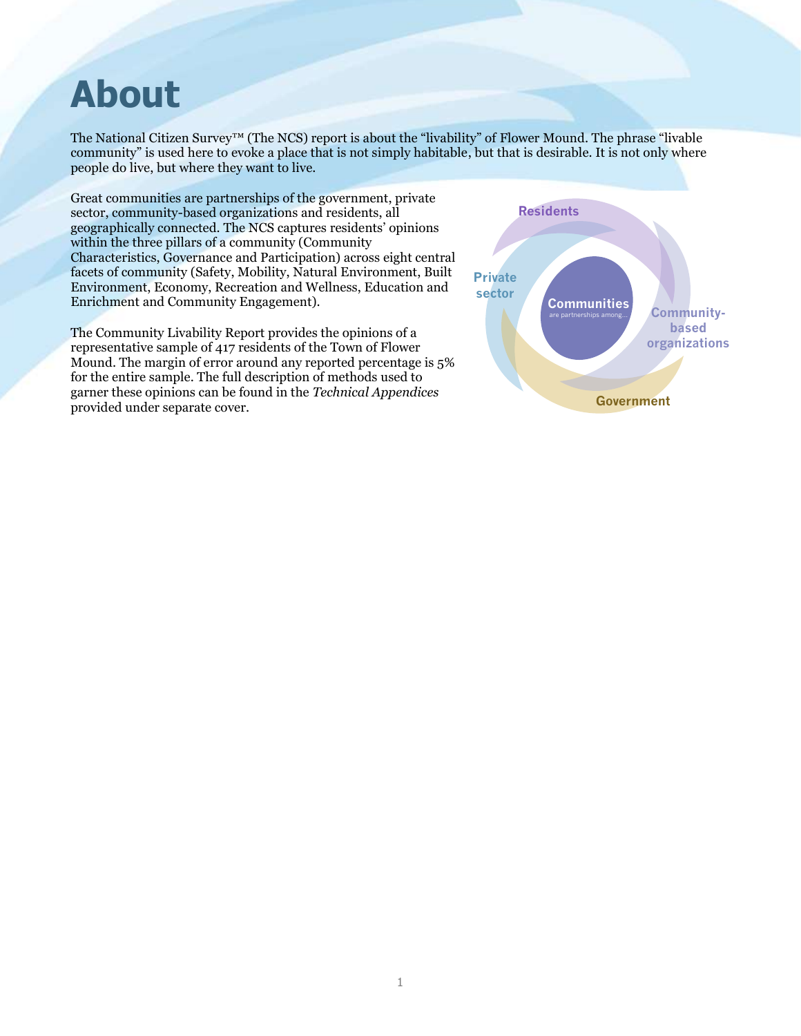# About

The National Citizen Survey™ (The NCS) report is about the "livability" of Flower Mound. The phrase "livable community" is used here to evoke a place that is not simply habitable, but that is desirable. It is not only where people do live, but where they want to live.

Great communities are partnerships of the government, private sector, community-based organizations and residents, all geographically connected. The NCS captures residents' opinions within the three pillars of a community (Community Characteristics, Governance and Participation) across eight central facets of community (Safety, Mobility, Natural Environment, Built Environment, Economy, Recreation and Wellness, Education and Enrichment and Community Engagement).

The Community Livability Report provides the opinions of a representative sample of 417 residents of the Town of Flower Mound. The margin of error around any reported percentage is 5% for the entire sample. The full description of methods used to garner these opinions can be found in the *Technical Appendices* provided under separate cover.

Communities are partnerships among... Residents, Private sector, Community-based organizations, Government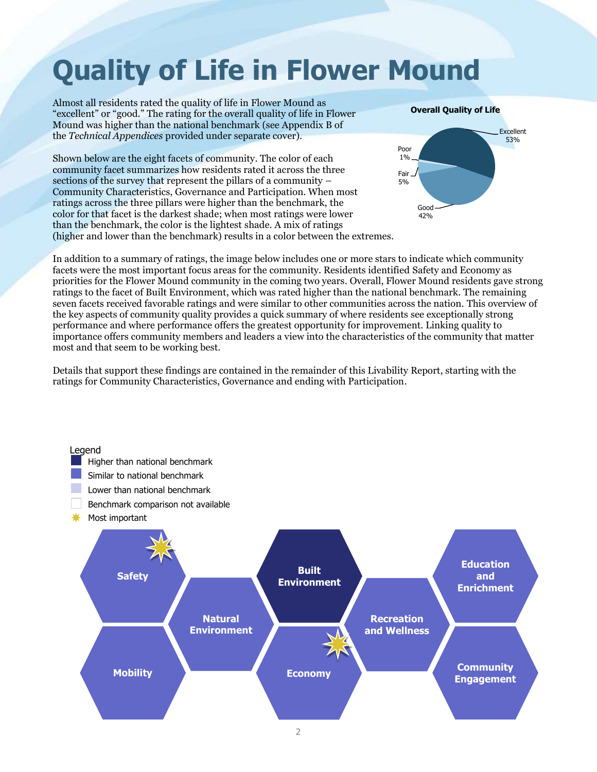# Quality of Life in Flower Mound

Almost all residents rated the quality of life in Flower Mound as "excellent" or "good." The rating for the overall quality of life in Flower Mound was higher than the national benchmark (see Appendix B of the *Technical Appendices* provided under separate cover).

Shown below are the eight facets of community. The color of each community facet summarizes how residents rated it across the three sections of the survey that represent the pillars of a community – Community Characteristics, Governance and Participation. When most ratings across the three pillars were higher than the benchmark, the color for that facet is the darkest shade; when most ratings were lower than the benchmark, the color is the lightest shade. A mix of ratings (higher and lower than the benchmark) results in a color between the extremes.

**Overall Quality of Life**

| Rating | Percent |
|---|---|
| Excellent | 53% |
| Good | 42% |
| Fair | 5% |
| Poor | 1% |

In addition to a summary of ratings, the image below includes one or more stars to indicate which community facets were the most important focus areas for the community. Residents identified Safety and Economy as priorities for the Flower Mound community in the coming two years. Overall, Flower Mound residents gave strong ratings to the facet of Built Environment, which was rated higher than the national benchmark. The remaining seven facets received favorable ratings and were similar to other communities across the nation. This overview of the key aspects of community quality provides a quick summary of where residents see exceptionally strong performance and where performance offers the greatest opportunity for improvement. Linking quality to importance offers community members and leaders a view into the characteristics of the community that matter most and that seem to be working best.

Details that support these findings are contained in the remainder of this Livability Report, starting with the ratings for Community Characteristics, Governance and ending with Participation.

Legend
- Higher than national benchmark
- Similar to national benchmark
- Lower than national benchmark
- Benchmark comparison not available
- Most important

| Facet | Benchmark comparison | Most important |
|---|---|---|
| Safety | Similar to national benchmark | ✷ |
| Mobility | Similar to national benchmark | |
| Natural Environment | Similar to national benchmark | |
| Built Environment | Higher than national benchmark | |
| Economy | Similar to national benchmark | ✷ |
| Recreation and Wellness | Similar to national benchmark | |
| Education and Enrichment | Similar to national benchmark | |
| Community Engagement | Similar to national benchmark | |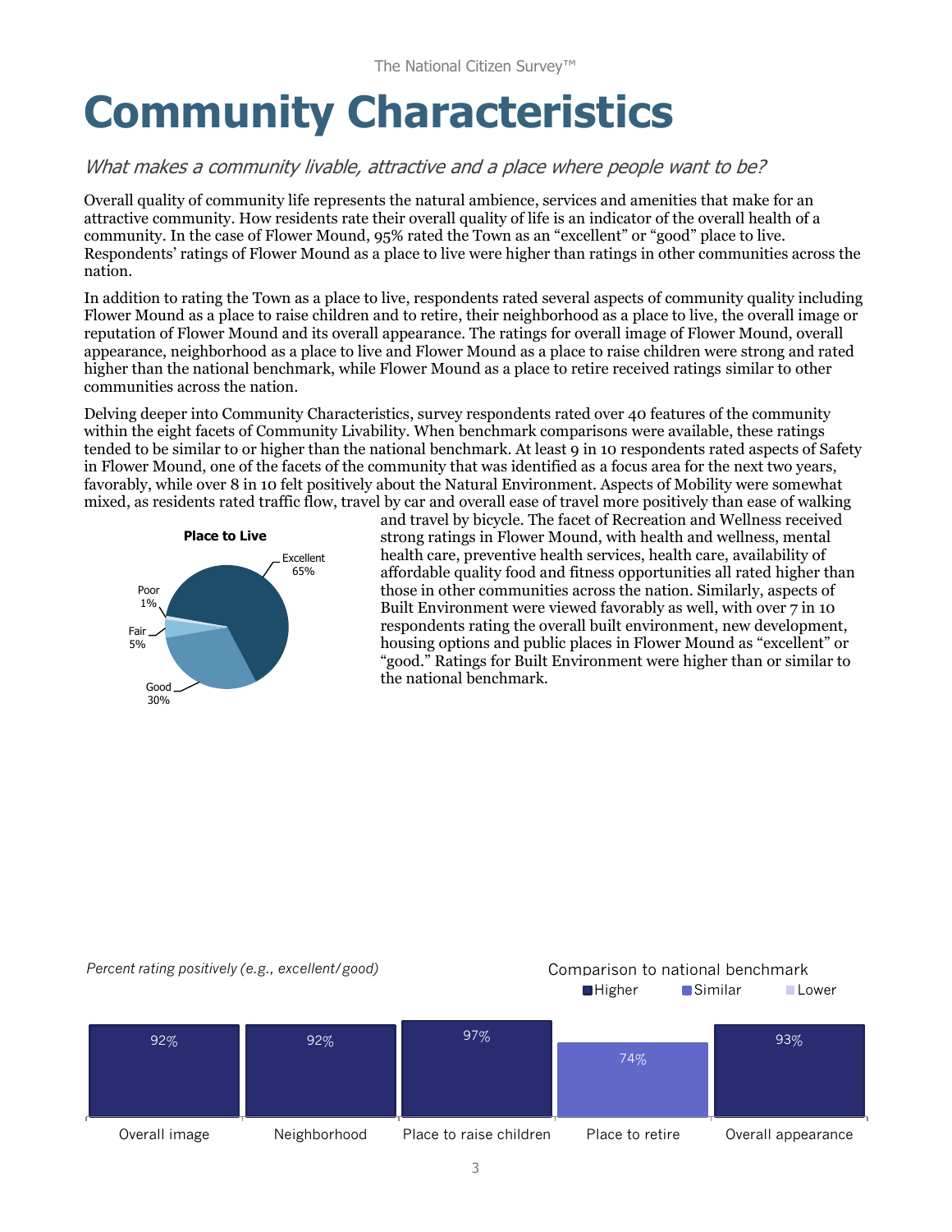# Community Characteristics

*What makes a community livable, attractive and a place where people want to be?*

Overall quality of community life represents the natural ambience, services and amenities that make for an attractive community. How residents rate their overall quality of life is an indicator of the overall health of a community. In the case of Flower Mound, 95% rated the Town as an "excellent" or "good" place to live. Respondents' ratings of Flower Mound as a place to live were higher than ratings in other communities across the nation.

In addition to rating the Town as a place to live, respondents rated several aspects of community quality including Flower Mound as a place to raise children and to retire, their neighborhood as a place to live, the overall image or reputation of Flower Mound and its overall appearance. The ratings for overall image of Flower Mound, overall appearance, neighborhood as a place to live and Flower Mound as a place to raise children were strong and rated higher than the national benchmark, while Flower Mound as a place to retire received ratings similar to other communities across the nation.

Delving deeper into Community Characteristics, survey respondents rated over 40 features of the community within the eight facets of Community Livability. When benchmark comparisons were available, these ratings tended to be similar to or higher than the national benchmark. At least 9 in 10 respondents rated aspects of Safety in Flower Mound, one of the facets of the community that was identified as a focus area for the next two years, favorably, while over 8 in 10 felt positively about the Natural Environment. Aspects of Mobility were somewhat mixed, as residents rated traffic flow, travel by car and overall ease of travel more positively than ease of walking and travel by bicycle. The facet of Recreation and Wellness received strong ratings in Flower Mound, with health and wellness, mental health care, preventive health services, health care, availability of affordable quality food and fitness opportunities all rated higher than those in other communities across the nation. Similarly, aspects of Built Environment were viewed favorably as well, with over 7 in 10 respondents rating the overall built environment, new development, housing options and public places in Flower Mound as "excellent" or "good." Ratings for Built Environment were higher than or similar to the national benchmark.

**Place to Live**

| Rating | Percent |
|---|---|
| Excellent | 65% |
| Good | 30% |
| Fair | 5% |
| Poor | 1% |

*Percent rating positively (e.g., excellent/good)*

Comparison to national benchmark: Higher / Similar / Lower

| Item | Percent | Comparison to national benchmark |
|---|---|---|
| Overall image | 92% | Higher |
| Neighborhood | 92% | Higher |
| Place to raise children | 97% | Higher |
| Place to retire | 74% | Similar |
| Overall appearance | 93% | Higher |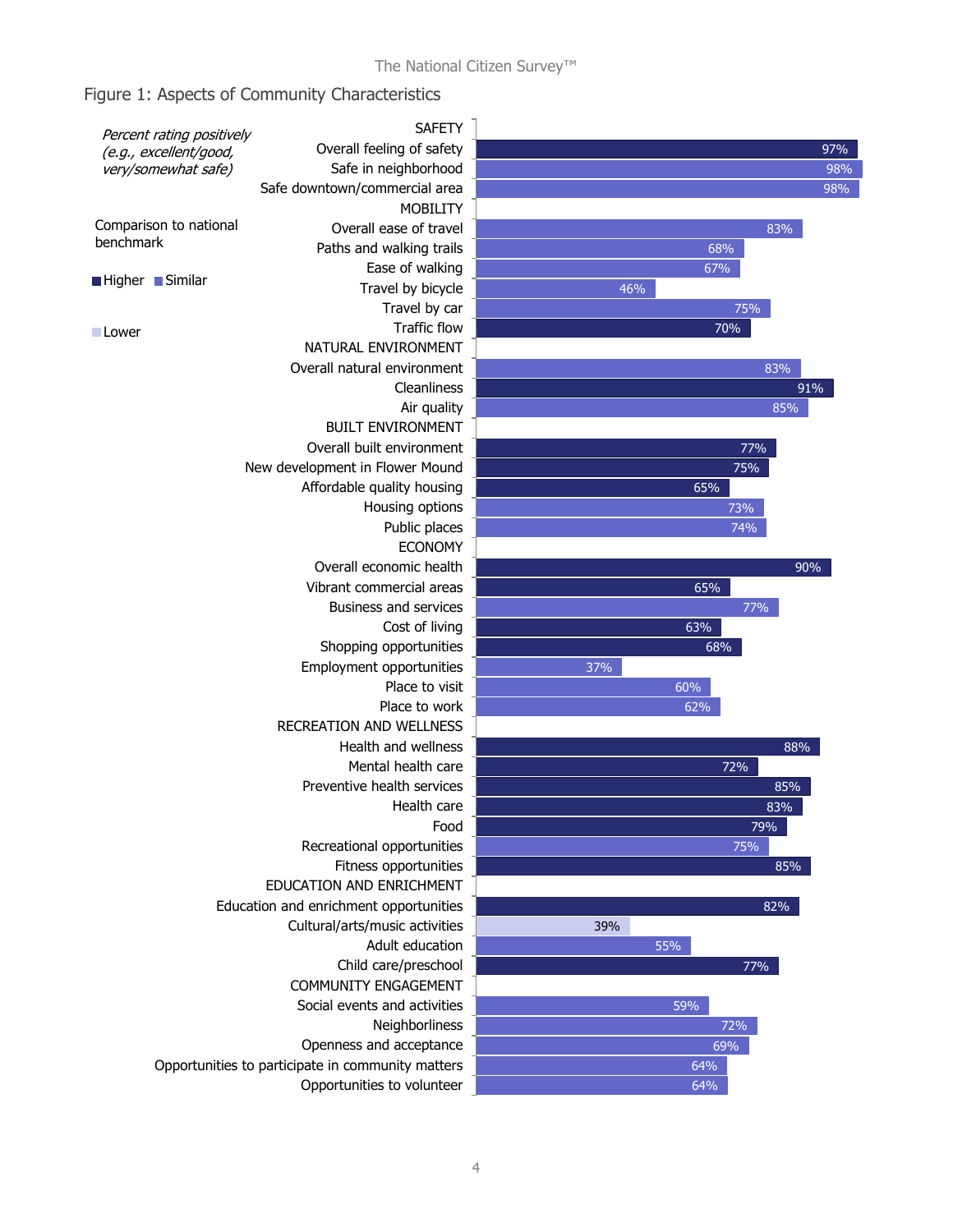## Figure 1: Aspects of Community Characteristics

*Percent rating positively (e.g., excellent/good, very/somewhat safe)*

Comparison to national benchmark: Higher / Similar / Lower

| Characteristic | Percent | Comparison to national benchmark |
|---|---|---|
| **SAFETY** | | |
| Overall feeling of safety | 97% | Higher |
| Safe in neighborhood | 98% | Similar |
| Safe downtown/commercial area | 98% | Similar |
| **MOBILITY** | | |
| Overall ease of travel | 83% | Similar |
| Paths and walking trails | 68% | Similar |
| Ease of walking | 67% | Similar |
| Travel by bicycle | 46% | Similar |
| Travel by car | 75% | Similar |
| Traffic flow | 70% | Higher |
| **NATURAL ENVIRONMENT** | | |
| Overall natural environment | 83% | Similar |
| Cleanliness | 91% | Higher |
| Air quality | 85% | Similar |
| **BUILT ENVIRONMENT** | | |
| Overall built environment | 77% | Higher |
| New development in Flower Mound | 75% | Higher |
| Affordable quality housing | 65% | Higher |
| Housing options | 73% | Similar |
| Public places | 74% | Similar |
| **ECONOMY** | | |
| Overall economic health | 90% | Higher |
| Vibrant commercial areas | 65% | Higher |
| Business and services | 77% | Similar |
| Cost of living | 63% | Higher |
| Shopping opportunities | 68% | Higher |
| Employment opportunities | 37% | Similar |
| Place to visit | 60% | Similar |
| Place to work | 62% | Similar |
| **RECREATION AND WELLNESS** | | |
| Health and wellness | 88% | Higher |
| Mental health care | 72% | Higher |
| Preventive health services | 85% | Higher |
| Health care | 83% | Higher |
| Food | 79% | Higher |
| Recreational opportunities | 75% | Similar |
| Fitness opportunities | 85% | Higher |
| **EDUCATION AND ENRICHMENT** | | |
| Education and enrichment opportunities | 82% | Higher |
| Cultural/arts/music activities | 39% | Lower |
| Adult education | 55% | Similar |
| Child care/preschool | 77% | Higher |
| **COMMUNITY ENGAGEMENT** | | |
| Social events and activities | 59% | Similar |
| Neighborliness | 72% | Similar |
| Openness and acceptance | 69% | Similar |
| Opportunities to participate in community matters | 64% | Similar |
| Opportunities to volunteer | 64% | Similar |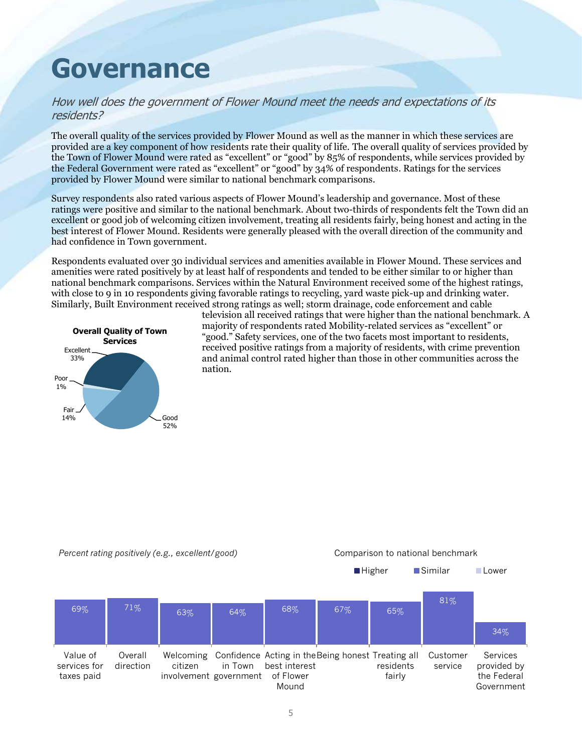# Governance

*How well does the government of Flower Mound meet the needs and expectations of its residents?*

The overall quality of the services provided by Flower Mound as well as the manner in which these services are provided are a key component of how residents rate their quality of life. The overall quality of services provided by the Town of Flower Mound were rated as "excellent" or "good" by 85% of respondents, while services provided by the Federal Government were rated as "excellent" or "good" by 34% of respondents. Ratings for the services provided by Flower Mound were similar to national benchmark comparisons.

Survey respondents also rated various aspects of Flower Mound's leadership and governance. Most of these ratings were positive and similar to the national benchmark. About two-thirds of respondents felt the Town did an excellent or good job of welcoming citizen involvement, treating all residents fairly, being honest and acting in the best interest of Flower Mound. Residents were generally pleased with the overall direction of the community and had confidence in Town government.

Respondents evaluated over 30 individual services and amenities available in Flower Mound. These services and amenities were rated positively by at least half of respondents and tended to be either similar to or higher than national benchmark comparisons. Services within the Natural Environment received some of the highest ratings, with close to 9 in 10 respondents giving favorable ratings to recycling, yard waste pick-up and drinking water. Similarly, Built Environment received strong ratings as well; storm drainage, code enforcement and cable television all received ratings that were higher than the national benchmark. A majority of respondents rated Mobility-related services as "excellent" or "good." Safety services, one of the two facets most important to residents, received positive ratings from a majority of residents, with crime prevention and animal control rated higher than those in other communities across the nation.

**Overall Quality of Town Services**

| Rating | Percent |
|---|---|
| Excellent | 33% |
| Good | 52% |
| Fair | 14% |
| Poor | 1% |

*Percent rating positively (e.g., excellent/good)*

Comparison to national benchmark: Higher / Similar / Lower

| Item | Percent rating positively | Comparison to national benchmark |
|---|---|---|
| Value of services for taxes paid | 69% | Similar |
| Overall direction | 71% | Similar |
| Welcoming citizen involvement | 63% | Similar |
| Confidence in Town government | 64% | Similar |
| Acting in the best interest of Flower Mound | 68% | Similar |
| Being honest | 67% | Similar |
| Treating all residents fairly | 65% | Similar |
| Customer service | 81% | Similar |
| Services provided by the Federal Government | 34% | Similar |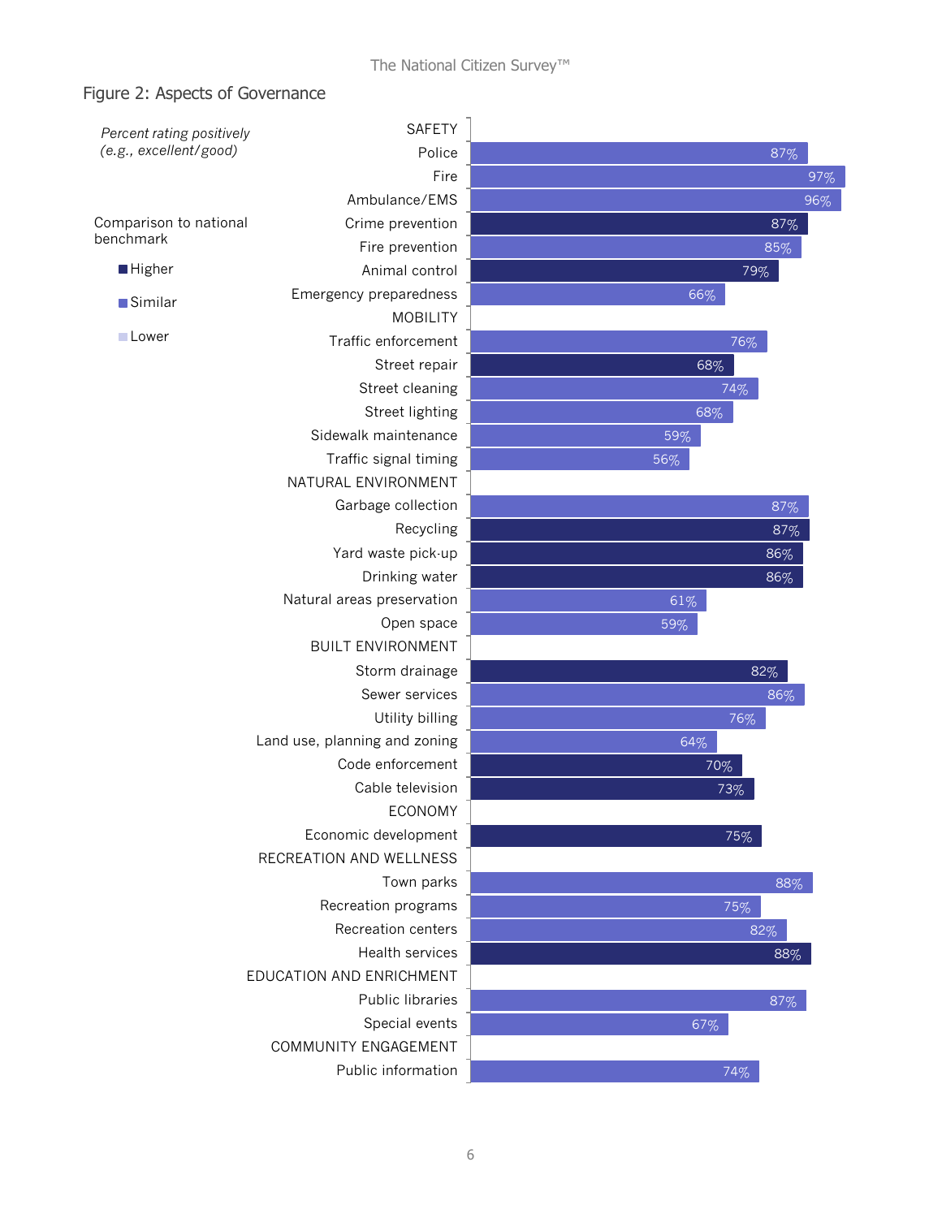## Figure 2: Aspects of Governance

*Percent rating positively (e.g., excellent/good)*

Comparison to national benchmark: Higher / Similar / Lower

| Category | Aspect | Percent rating positively | Comparison to national benchmark |
|---|---|---|---|
| SAFETY | Police | 87% | Similar |
| | Fire | 97% | Similar |
| | Ambulance/EMS | 96% | Similar |
| | Crime prevention | 87% | Higher |
| | Fire prevention | 85% | Similar |
| | Animal control | 79% | Higher |
| | Emergency preparedness | 66% | Similar |
| MOBILITY | Traffic enforcement | 76% | Similar |
| | Street repair | 68% | Higher |
| | Street cleaning | 74% | Similar |
| | Street lighting | 68% | Similar |
| | Sidewalk maintenance | 59% | Similar |
| | Traffic signal timing | 56% | Similar |
| NATURAL ENVIRONMENT | Garbage collection | 87% | Similar |
| | Recycling | 87% | Higher |
| | Yard waste pick-up | 86% | Higher |
| | Drinking water | 86% | Higher |
| | Natural areas preservation | 61% | Similar |
| | Open space | 59% | Similar |
| BUILT ENVIRONMENT | Storm drainage | 82% | Higher |
| | Sewer services | 86% | Similar |
| | Utility billing | 76% | Similar |
| | Land use, planning and zoning | 64% | Similar |
| | Code enforcement | 70% | Higher |
| | Cable television | 73% | Higher |
| ECONOMY | Economic development | 75% | Higher |
| RECREATION AND WELLNESS | Town parks | 88% | Similar |
| | Recreation programs | 75% | Similar |
| | Recreation centers | 82% | Similar |
| | Health services | 88% | Higher |
| EDUCATION AND ENRICHMENT | Public libraries | 87% | Similar |
| | Special events | 67% | Similar |
| COMMUNITY ENGAGEMENT | Public information | 74% | Similar |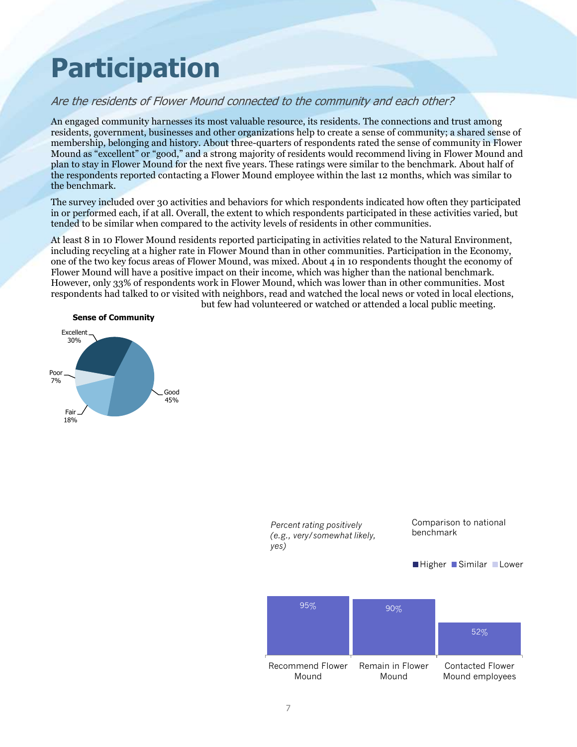# Participation

*Are the residents of Flower Mound connected to the community and each other?*

An engaged community harnesses its most valuable resource, its residents. The connections and trust among residents, government, businesses and other organizations help to create a sense of community; a shared sense of membership, belonging and history. About three-quarters of respondents rated the sense of community in Flower Mound as "excellent" or "good," and a strong majority of residents would recommend living in Flower Mound and plan to stay in Flower Mound for the next five years. These ratings were similar to the benchmark. About half of the respondents reported contacting a Flower Mound employee within the last 12 months, which was similar to the benchmark.

The survey included over 30 activities and behaviors for which respondents indicated how often they participated in or performed each, if at all. Overall, the extent to which respondents participated in these activities varied, but tended to be similar when compared to the activity levels of residents in other communities.

At least 8 in 10 Flower Mound residents reported participating in activities related to the Natural Environment, including recycling at a higher rate in Flower Mound than in other communities. Participation in the Economy, one of the two key focus areas of Flower Mound, was mixed. About 4 in 10 respondents thought the economy of Flower Mound will have a positive impact on their income, which was higher than the national benchmark. However, only 33% of respondents work in Flower Mound, which was lower than in other communities. Most respondents had talked to or visited with neighbors, read and watched the local news or voted in local elections, but few had volunteered or watched or attended a local public meeting.

**Sense of Community**

| Rating | Percent |
|---|---|
| Excellent | 30% |
| Good | 45% |
| Fair | 18% |
| Poor | 7% |

*Percent rating positively (e.g., very/somewhat likely, yes)*

Comparison to national benchmark: Higher / Similar / Lower

| Item | Percent | Comparison to national benchmark |
|---|---|---|
| Recommend Flower Mound | 95% | Similar |
| Remain in Flower Mound | 90% | Similar |
| Contacted Flower Mound employees | 52% | Similar |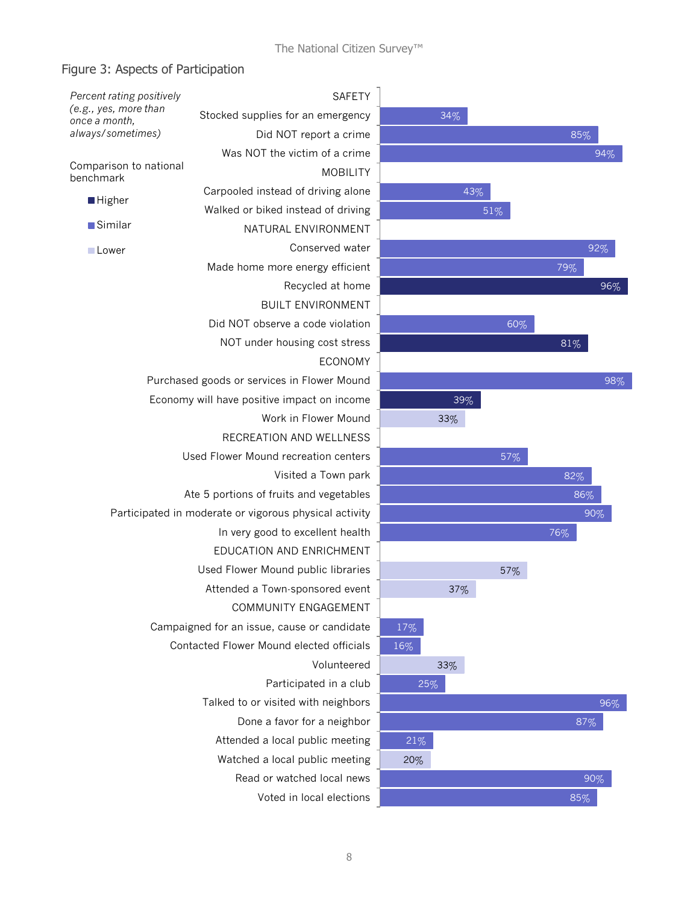## Figure 3: Aspects of Participation

*Percent rating positively (e.g., yes, more than once a month, always/sometimes)*

Comparison to national benchmark: Higher / Similar / Lower

| Category / Item | Percent | Comparison to national benchmark |
|---|---|---|
| **SAFETY** | | |
| Stocked supplies for an emergency | 34% | Similar |
| Did NOT report a crime | 85% | Similar |
| Was NOT the victim of a crime | 94% | Similar |
| **MOBILITY** | | |
| Carpooled instead of driving alone | 43% | Similar |
| Walked or biked instead of driving | 51% | Similar |
| **NATURAL ENVIRONMENT** | | |
| Conserved water | 92% | Similar |
| Made home more energy efficient | 79% | Similar |
| Recycled at home | 96% | Higher |
| **BUILT ENVIRONMENT** | | |
| Did NOT observe a code violation | 60% | Similar |
| NOT under housing cost stress | 81% | Higher |
| **ECONOMY** | | |
| Purchased goods or services in Flower Mound | 98% | Similar |
| Economy will have positive impact on income | 39% | Higher |
| Work in Flower Mound | 33% | Lower |
| **RECREATION AND WELLNESS** | | |
| Used Flower Mound recreation centers | 57% | Similar |
| Visited a Town park | 82% | Similar |
| Ate 5 portions of fruits and vegetables | 86% | Similar |
| Participated in moderate or vigorous physical activity | 90% | Similar |
| In very good to excellent health | 76% | Similar |
| **EDUCATION AND ENRICHMENT** | | |
| Used Flower Mound public libraries | 57% | Lower |
| Attended a Town-sponsored event | 37% | Lower |
| **COMMUNITY ENGAGEMENT** | | |
| Campaigned for an issue, cause or candidate | 17% | Similar |
| Contacted Flower Mound elected officials | 16% | Similar |
| Volunteered | 33% | Lower |
| Participated in a club | 25% | Similar |
| Talked to or visited with neighbors | 96% | Similar |
| Done a favor for a neighbor | 87% | Similar |
| Attended a local public meeting | 21% | Similar |
| Watched a local public meeting | 20% | Lower |
| Read or watched local news | 90% | Similar |
| Voted in local elections | 85% | Similar |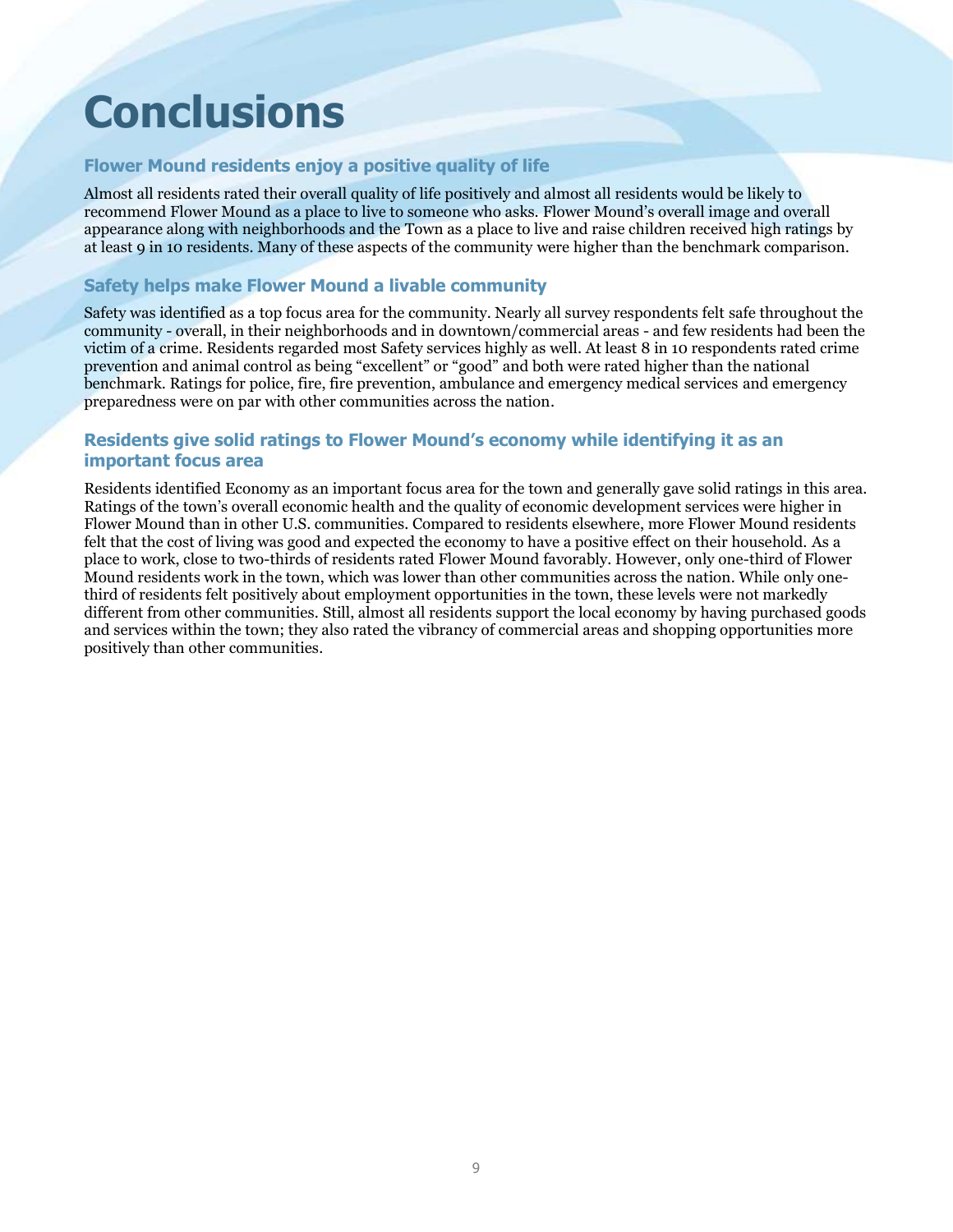# Conclusions

## Flower Mound residents enjoy a positive quality of life

Almost all residents rated their overall quality of life positively and almost all residents would be likely to recommend Flower Mound as a place to live to someone who asks. Flower Mound's overall image and overall appearance along with neighborhoods and the Town as a place to live and raise children received high ratings by at least 9 in 10 residents. Many of these aspects of the community were higher than the benchmark comparison.

## Safety helps make Flower Mound a livable community

Safety was identified as a top focus area for the community. Nearly all survey respondents felt safe throughout the community - overall, in their neighborhoods and in downtown/commercial areas - and few residents had been the victim of a crime. Residents regarded most Safety services highly as well. At least 8 in 10 respondents rated crime prevention and animal control as being "excellent" or "good" and both were rated higher than the national benchmark. Ratings for police, fire, fire prevention, ambulance and emergency medical services and emergency preparedness were on par with other communities across the nation.

## Residents give solid ratings to Flower Mound's economy while identifying it as an important focus area

Residents identified Economy as an important focus area for the town and generally gave solid ratings in this area. Ratings of the town's overall economic health and the quality of economic development services were higher in Flower Mound than in other U.S. communities. Compared to residents elsewhere, more Flower Mound residents felt that the cost of living was good and expected the economy to have a positive effect on their household. As a place to work, close to two-thirds of residents rated Flower Mound favorably. However, only one-third of Flower Mound residents work in the town, which was lower than other communities across the nation. While only one-third of residents felt positively about employment opportunities in the town, these levels were not markedly different from other communities. Still, almost all residents support the local economy by having purchased goods and services within the town; they also rated the vibrancy of commercial areas and shopping opportunities more positively than other communities.